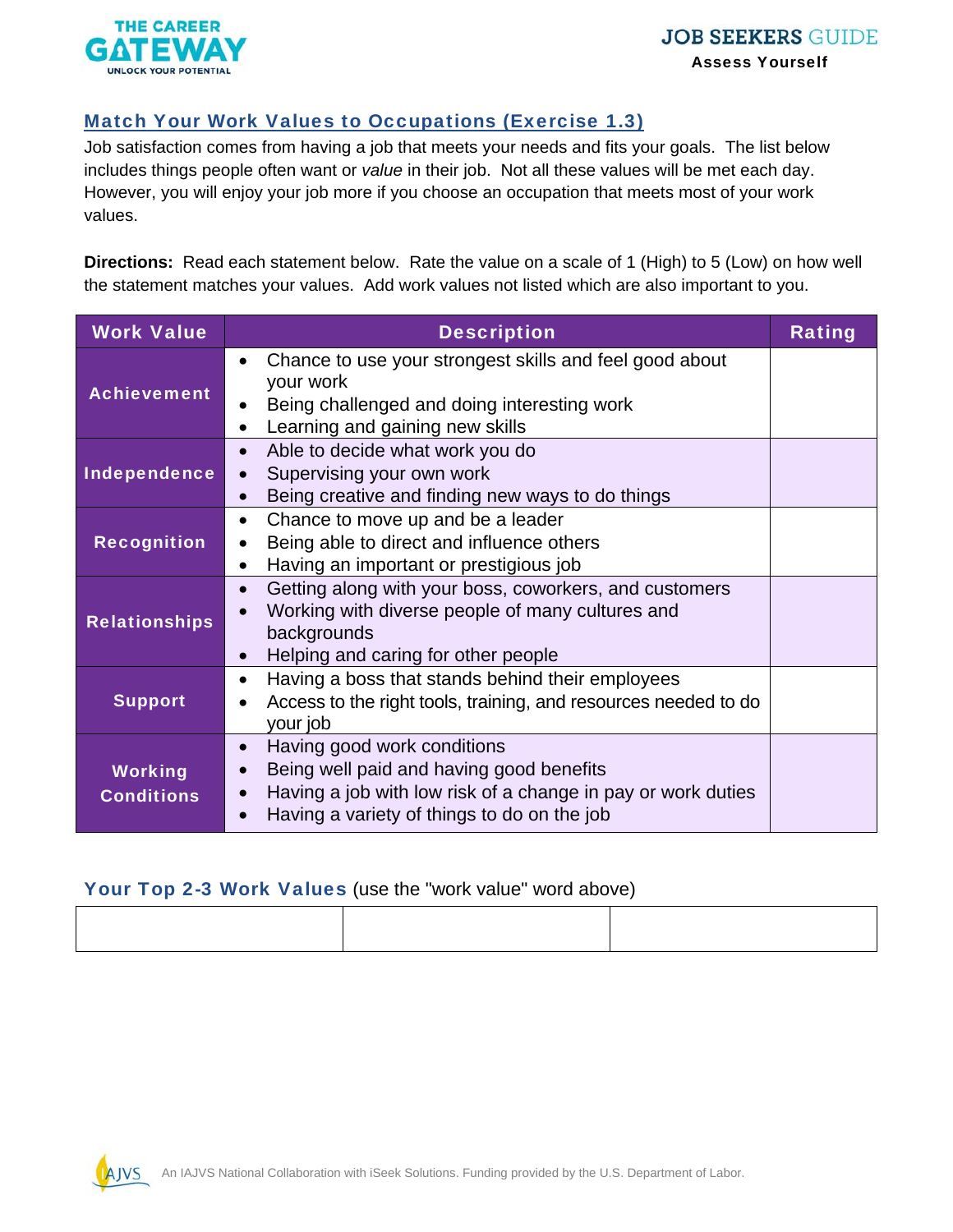## Match Your Work Values to Occupations (Exercise 1.3)

Job satisfaction comes from having a job that meets your needs and fits your goals. The list below includes things people often want or *value* in their job. Not all these values will be met each day. However, you will enjoy your job more if you choose an occupation that meets most of your work values.

**Directions:** Read each statement below. Rate the value on a scale of 1 (High) to 5 (Low) on how well the statement matches your values. Add work values not listed which are also important to you.

| Work Value | Description | Rating |
|---|---|---|
| **Achievement** | • Chance to use your strongest skills and feel good about your work<br>• Being challenged and doing interesting work<br>• Learning and gaining new skills | |
| **Independence** | • Able to decide what work you do<br>• Supervising your own work<br>• Being creative and finding new ways to do things | |
| **Recognition** | • Chance to move up and be a leader<br>• Being able to direct and influence others<br>• Having an important or prestigious job | |
| **Relationships** | • Getting along with your boss, coworkers, and customers<br>• Working with diverse people of many cultures and backgrounds<br>• Helping and caring for other people | |
| **Support** | • Having a boss that stands behind their employees<br>• Access to the right tools, training, and resources needed to do your job | |
| **Working Conditions** | • Having good work conditions<br>• Being well paid and having good benefits<br>• Having a job with low risk of a change in pay or work duties<br>• Having a variety of things to do on the job | |

### Your Top 2-3 Work Values (use the "work value" word above)

| | | |
|---|---|---|
| | | |

An IAJVS National Collaboration with iSeek Solutions. Funding provided by the U.S. Department of Labor.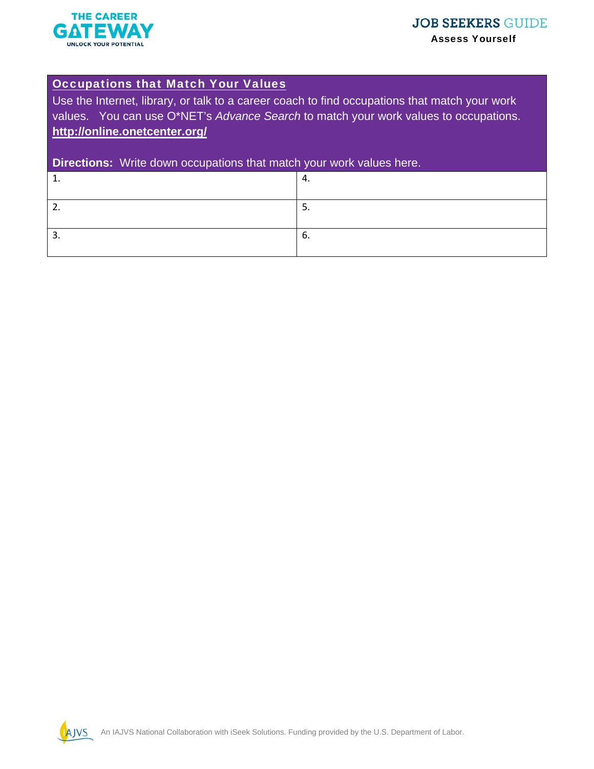## Occupations that Match Your Values

Use the Internet, library, or talk to a career coach to find occupations that match your work values. You can use O*NET's *Advance Search* to match your work values to occupations. **http://online.onetcenter.org/**

**Directions:** Write down occupations that match your work values here.

| | |
|---|---|
| 1. | 4. |
| 2. | 5. |
| 3. | 6. |